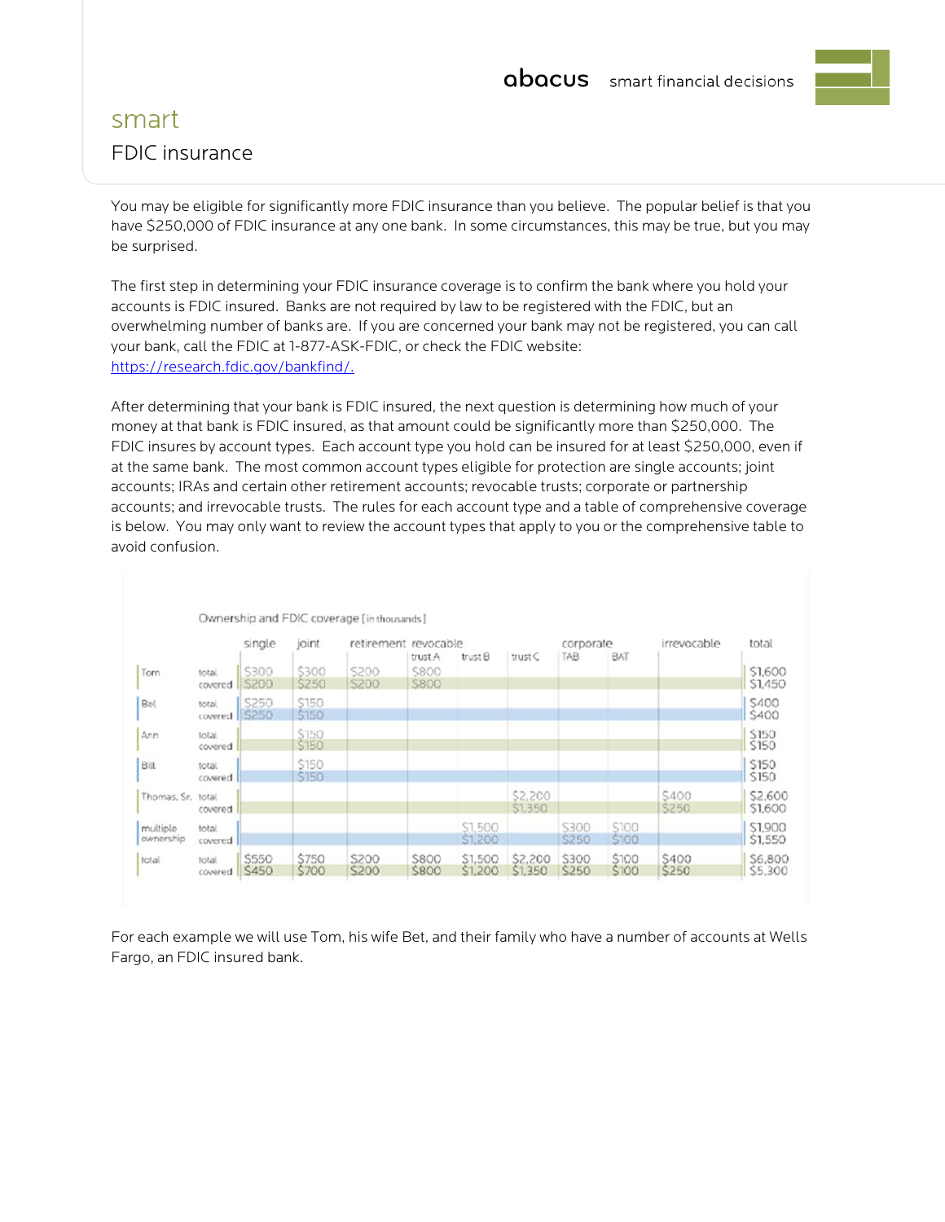# smart

## FDIC insurance

You may be eligible for significantly more FDIC insurance than you believe. The popular belief is that you have $250,000 of FDIC insurance at any one bank. In some circumstances, this may be true, but you may be surprised.

The first step in determining your FDIC insurance coverage is to confirm the bank where you hold your accounts is FDIC insured. Banks are not required by law to be registered with the FDIC, but an overwhelming number of banks are. If you are concerned your bank may not be registered, you can call your bank, call the FDIC at 1-877-ASK-FDIC, or check the FDIC website: https://research.fdic.gov/bankfind/.

After determining that your bank is FDIC insured, the next question is determining how much of your money at that bank is FDIC insured, as that amount could be significantly more than $250,000. The FDIC insures by account types. Each account type you hold can be insured for at least $250,000, even if at the same bank. The most common account types eligible for protection are single accounts; joint accounts; IRAs and certain other retirement accounts; revocable trusts; corporate or partnership accounts; and irrevocable trusts. The rules for each account type and a table of comprehensive coverage is below. You may only want to review the account types that apply to you or the comprehensive table to avoid confusion.

Ownership and FDIC coverage [in thousands]

| | | single | joint | retirement | revocable | | | corporate | | irrevocable | total |
|---|---|---|---|---|---|---|---|---|---|---|---|
| | | | | | trust A | trust B | trust C | TAB | BAT | | |
| Tom | total | $300 | $300 | $200 | $800 | | | | | | $1,600 |
| | covered | $200 | $250 | $200 | $800 | | | | | | $1,450 |
| Bet | total | $250 | $150 | | | | | | | | $400 |
| | covered | $250 | $150 | | | | | | | | $400 |
| Ann | total | | $150 | | | | | | | | $150 |
| | covered | | $150 | | | | | | | | $150 |
| Bill | total | | $150 | | | | | | | | $150 |
| | covered | | $150 | | | | | | | | $150 |
| Thomas, Sr. | total | | | | | | $2,200 | | | $400 | $2,600 |
| | covered | | | | | | $1,350 | | | $250 | $1,600 |
| multiple ownership | total | | | | | $1,500 | | $300 | $100 | | $1,900 |
| | covered | | | | | $1,200 | | $250 | $100 | | $1,550 |
| total | total | $550 | $750 | $200 | $800 | $1,500 | $2,200 | $300 | $100 | $400 | $6,800 |
| | covered | $450 | $700 | $200 | $800 | $1,200 | $1,350 | $250 | $100 | $250 | $5,300 |

For each example we will use Tom, his wife Bet, and their family who have a number of accounts at Wells Fargo, an FDIC insured bank.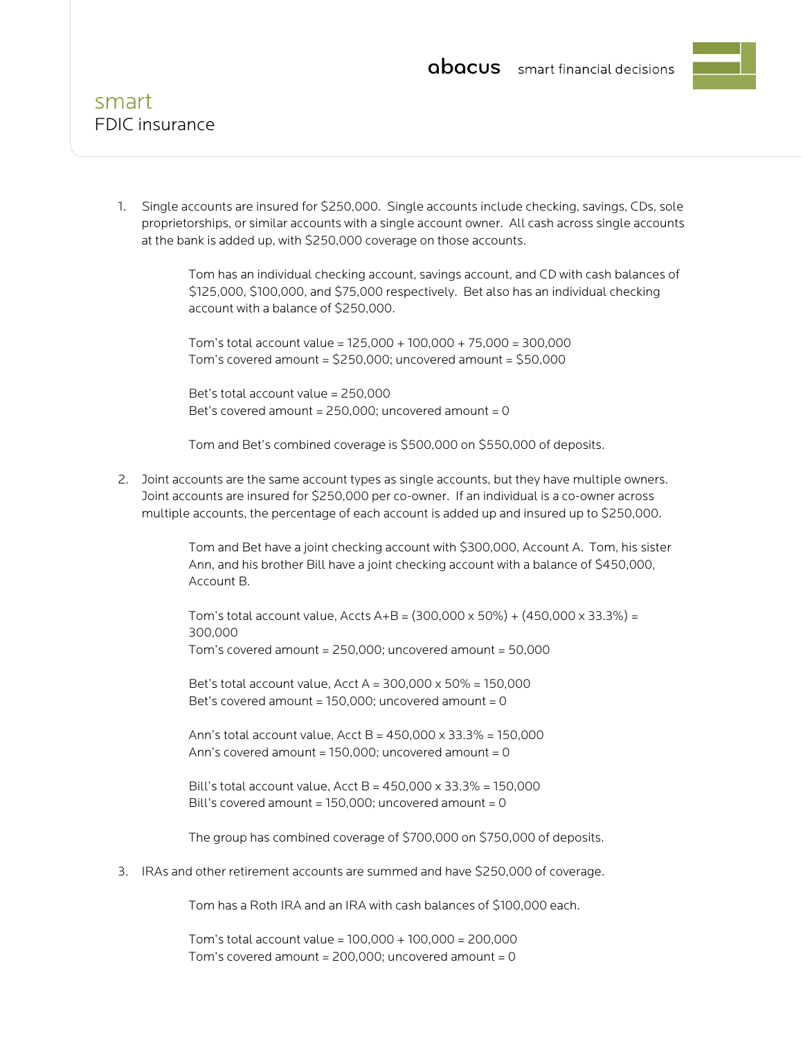# smart

## FDIC insurance

1. Single accounts are insured for \$250,000. Single accounts include checking, savings, CDs, sole proprietorships, or similar accounts with a single account owner. All cash across single accounts at the bank is added up, with \$250,000 coverage on those accounts.

   Tom has an individual checking account, savings account, and CD with cash balances of \$125,000, \$100,000, and \$75,000 respectively. Bet also has an individual checking account with a balance of \$250,000.

   Tom's total account value = 125,000 + 100,000 + 75,000 = 300,000
   Tom's covered amount = \$250,000; uncovered amount = \$50,000

   Bet's total account value = 250,000
   Bet's covered amount = 250,000; uncovered amount = 0

   Tom and Bet's combined coverage is \$500,000 on \$550,000 of deposits.

2. Joint accounts are the same account types as single accounts, but they have multiple owners. Joint accounts are insured for \$250,000 per co-owner. If an individual is a co-owner across multiple accounts, the percentage of each account is added up and insured up to \$250,000.

   Tom and Bet have a joint checking account with \$300,000, Account A. Tom, his sister Ann, and his brother Bill have a joint checking account with a balance of \$450,000, Account B.

   Tom's total account value, Accts A+B = (300,000 x 50%) + (450,000 x 33.3%) = 300,000
   Tom's covered amount = 250,000; uncovered amount = 50,000

   Bet's total account value, Acct A = 300,000 x 50% = 150,000
   Bet's covered amount = 150,000; uncovered amount = 0

   Ann's total account value, Acct B = 450,000 x 33.3% = 150,000
   Ann's covered amount = 150,000; uncovered amount = 0

   Bill's total account value, Acct B = 450,000 x 33.3% = 150,000
   Bill's covered amount = 150,000; uncovered amount = 0

   The group has combined coverage of \$700,000 on \$750,000 of deposits.

3. IRAs and other retirement accounts are summed and have \$250,000 of coverage.

   Tom has a Roth IRA and an IRA with cash balances of \$100,000 each.

   Tom's total account value = 100,000 + 100,000 = 200,000
   Tom's covered amount = 200,000; uncovered amount = 0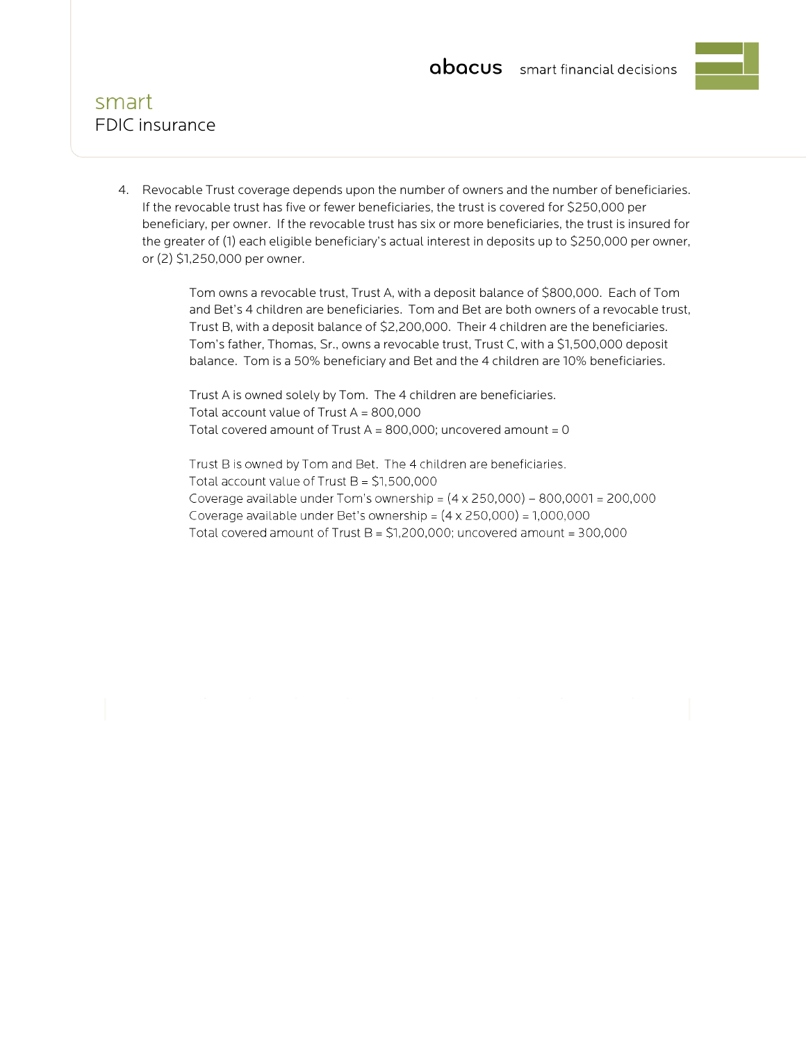# smart
## FDIC insurance

4. Revocable Trust coverage depends upon the number of owners and the number of beneficiaries. If the revocable trust has five or fewer beneficiaries, the trust is covered for $250,000 per beneficiary, per owner. If the revocable trust has six or more beneficiaries, the trust is insured for the greater of (1) each eligible beneficiary's actual interest in deposits up to $250,000 per owner, or (2) $1,250,000 per owner.

    Tom owns a revocable trust, Trust A, with a deposit balance of $800,000. Each of Tom and Bet's 4 children are beneficiaries. Tom and Bet are both owners of a revocable trust, Trust B, with a deposit balance of $2,200,000. Their 4 children are the beneficiaries. Tom's father, Thomas, Sr., owns a revocable trust, Trust C, with a $1,500,000 deposit balance. Tom is a 50% beneficiary and Bet and the 4 children are 10% beneficiaries.

    Trust A is owned solely by Tom. The 4 children are beneficiaries.
    Total account value of Trust A = 800,000
    Total covered amount of Trust A = 800,000; uncovered amount = 0

    Trust B is owned by Tom and Bet. The 4 children are beneficiaries.
    Total account value of Trust B = $1,500,000
    Coverage available under Tom's ownership = (4 x 250,000) – 800,0001 = 200,000
    Coverage available under Bet's ownership = (4 x 250,000) = 1,000,000
    Total covered amount of Trust B = $1,200,000; uncovered amount = 300,000